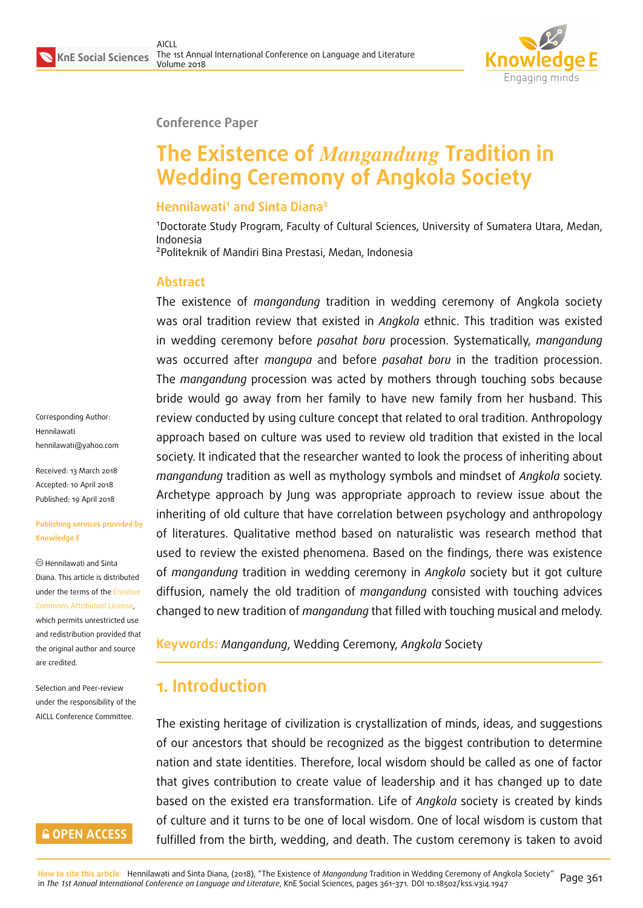Conference Paper

# The Existence of *Mangandung* Tradition in Wedding Ceremony of Angkola Society

**Hennilawati[1] and Sinta Diana[2]**

[1]Doctorate Study Program, Faculty of Cultural Sciences, University of Sumatera Utara, Medan, Indonesia
[2]Politeknik of Mandiri Bina Prestasi, Medan, Indonesia

Corresponding Author: Hennilawati hennilawati@yahoo.com

Received: 13 March 2018
Accepted: 10 April 2018
Published: 19 April 2018

Publishing services provided by Knowledge E

© Hennilawati and Sinta Diana. This article is distributed under the terms of the Creative Commons Attribution License, which permits unrestricted use and redistribution provided that the original author and source are credited.

Selection and Peer-review under the responsibility of the AICLL Conference Committee.

## Abstract

The existence of *mangandung* tradition in wedding ceremony of Angkola society was oral tradition review that existed in *Angkola* ethnic. This tradition was existed in wedding ceremony before *pasahat boru* procession. Systematically, *mangandung* was occurred after *mangupa* and before *pasahat boru* in the tradition procession. The *mangandung* procession was acted by mothers through touching sobs because bride would go away from her family to have new family from her husband. This review conducted by using culture concept that related to oral tradition. Anthropology approach based on culture was used to review old tradition that existed in the local society. It indicated that the researcher wanted to look the process of inheriting about *mangandung* tradition as well as mythology symbols and mindset of *Angkola* society. Archetype approach by Jung was appropriate approach to review issue about the inheriting of old culture that have correlation between psychology and anthropology of literatures. Qualitative method based on naturalistic was research method that used to review the existed phenomena. Based on the findings, there was existence of *mangandung* tradition in wedding ceremony in *Angkola* society but it got culture diffusion, namely the old tradition of *mangandung* consisted with touching advices changed to new tradition of *mangandung* that filled with touching musical and melody.

**Keywords:** *Mangandung*, Wedding Ceremony, *Angkola* Society

## 1. Introduction

The existing heritage of civilization is crystallization of minds, ideas, and suggestions of our ancestors that should be recognized as the biggest contribution to determine nation and state identities. Therefore, local wisdom should be called as one of factor that gives contribution to create value of leadership and it has changed up to date based on the existed era transformation. Life of *Angkola* society is created by kinds of culture and it turns to be one of local wisdom. One of local wisdom is custom that fulfilled from the birth, wedding, and death. The custom ceremony is taken to avoid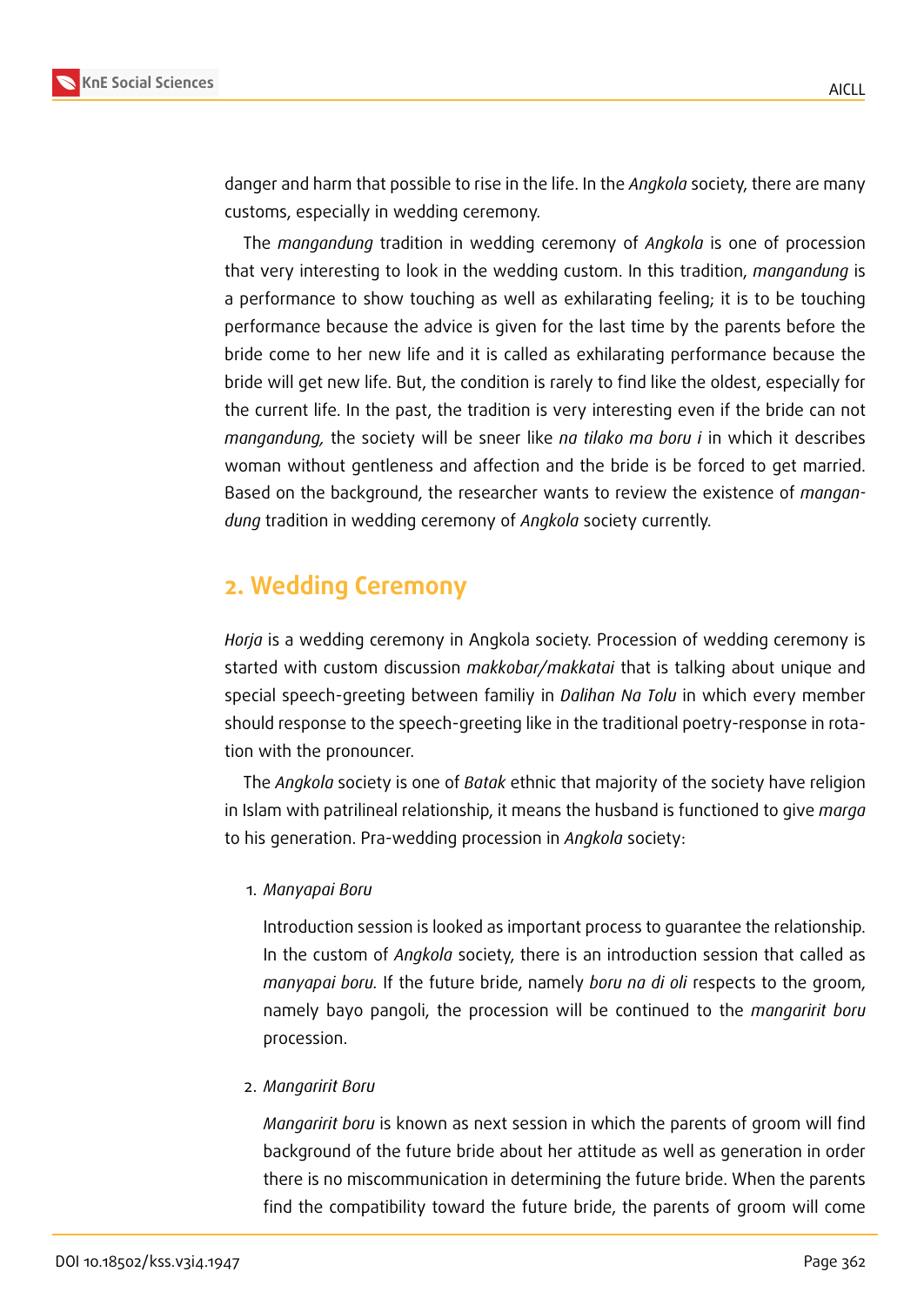danger and harm that possible to rise in the life. In the *Angkola* society, there are many customs, especially in wedding ceremony.

The *mangandung* tradition in wedding ceremony of *Angkola* is one of procession that very interesting to look in the wedding custom. In this tradition, *mangandung* is a performance to show touching as well as exhilarating feeling; it is to be touching performance because the advice is given for the last time by the parents before the bride come to her new life and it is called as exhilarating performance because the bride will get new life. But, the condition is rarely to find like the oldest, especially for the current life. In the past, the tradition is very interesting even if the bride can not *mangandung,* the society will be sneer like *na tilako ma boru i* in which it describes woman without gentleness and affection and the bride is be forced to get married. Based on the background, the researcher wants to review the existence of *mangandung* tradition in wedding ceremony of *Angkola* society currently.

## 2. Wedding Ceremony

*Horja* is a wedding ceremony in Angkola society. Procession of wedding ceremony is started with custom discussion *makkobar/makkatai* that is talking about unique and special speech-greeting between familiy in *Dalihan Na Tolu* in which every member should response to the speech-greeting like in the traditional poetry-response in rotation with the pronouncer.

The *Angkola* society is one of *Batak* ethnic that majority of the society have religion in Islam with patrilineal relationship, it means the husband is functioned to give *marga* to his generation. Pra-wedding procession in *Angkola* society:

1. *Manyapai Boru*

   Introduction session is looked as important process to guarantee the relationship. In the custom of *Angkola* society, there is an introduction session that called as *manyapai boru.* If the future bride, namely *boru na di oli* respects to the groom, namely bayo pangoli, the procession will be continued to the *mangaririt boru* procession.

2. *Mangaririt Boru*

   *Mangaririt boru* is known as next session in which the parents of groom will find background of the future bride about her attitude as well as generation in order there is no miscommunication in determining the future bride. When the parents find the compatibility toward the future bride, the parents of groom will come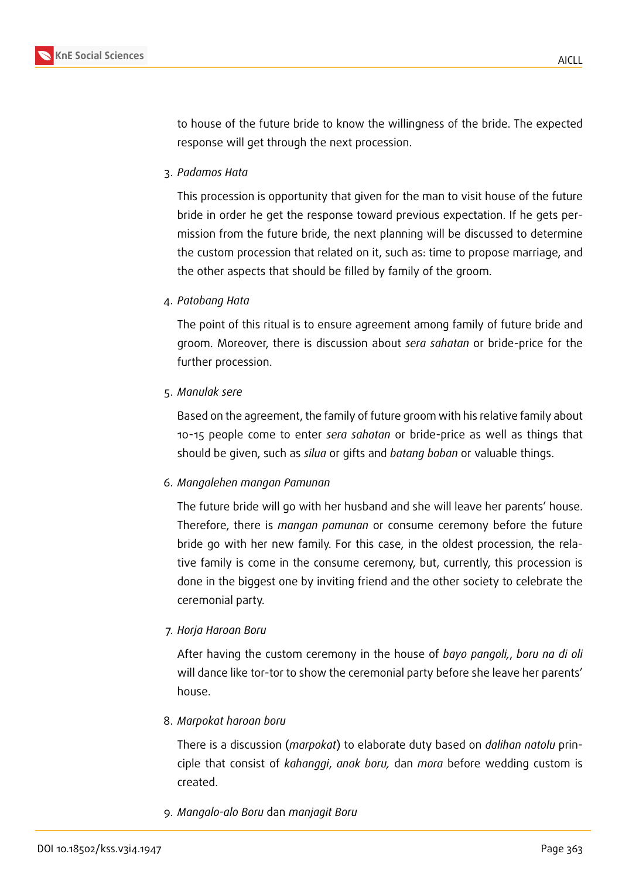to house of the future bride to know the willingness of the bride. The expected response will get through the next procession.

3. *Padamos Hata*

   This procession is opportunity that given for the man to visit house of the future bride in order he get the response toward previous expectation. If he gets permission from the future bride, the next planning will be discussed to determine the custom procession that related on it, such as: time to propose marriage, and the other aspects that should be filled by family of the groom.

4. *Patobang Hata*

   The point of this ritual is to ensure agreement among family of future bride and groom. Moreover, there is discussion about *sera sahatan* or bride-price for the further procession.

5. *Manulak sere*

   Based on the agreement, the family of future groom with his relative family about 10-15 people come to enter *sera sahatan* or bride-price as well as things that should be given, such as *silua* or gifts and *batang boban* or valuable things.

6. *Mangalehen mangan Pamunan*

   The future bride will go with her husband and she will leave her parents' house. Therefore, there is *mangan pamunan* or consume ceremony before the future bride go with her new family. For this case, in the oldest procession, the relative family is come in the consume ceremony, but, currently, this procession is done in the biggest one by inviting friend and the other society to celebrate the ceremonial party.

7. *Horja Haroan Boru*

   After having the custom ceremony in the house of *bayo pangoli,*, *boru na di oli* will dance like tor-tor to show the ceremonial party before she leave her parents' house.

8. *Marpokat haroan boru*

   There is a discussion (*marpokat*) to elaborate duty based on *dalihan natolu* principle that consist of *kahanggi*, *anak boru,* dan *mora* before wedding custom is created.

9. *Mangalo-alo Boru* dan *manjagit Boru*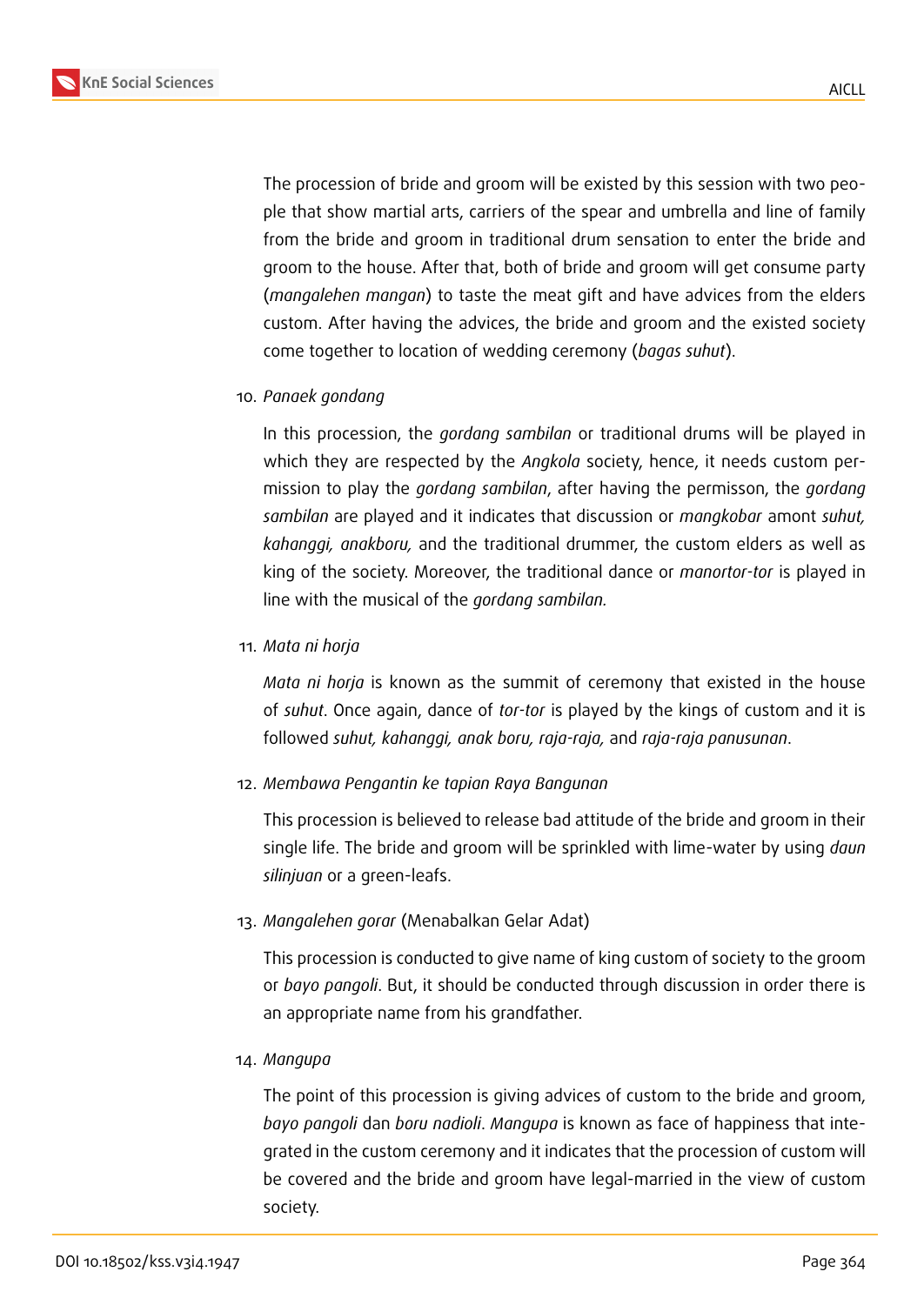The procession of bride and groom will be existed by this session with two people that show martial arts, carriers of the spear and umbrella and line of family from the bride and groom in traditional drum sensation to enter the bride and groom to the house. After that, both of bride and groom will get consume party (*mangalehen mangan*) to taste the meat gift and have advices from the elders custom. After having the advices, the bride and groom and the existed society come together to location of wedding ceremony (*bagas suhut*).

10. *Panaek gondang*

    In this procession, the *gordang sambilan* or traditional drums will be played in which they are respected by the *Angkola* society, hence, it needs custom permission to play the *gordang sambilan*, after having the permisson, the *gordang sambilan* are played and it indicates that discussion or *mangkobar* amont *suhut, kahanggi, anakboru,* and the traditional drummer, the custom elders as well as king of the society. Moreover, the traditional dance or *manortor-tor* is played in line with the musical of the *gordang sambilan.*

11. *Mata ni horja*

    *Mata ni horja* is known as the summit of ceremony that existed in the house of *suhut*. Once again, dance of *tor-tor* is played by the kings of custom and it is followed *suhut, kahanggi, anak boru, raja-raja,* and *raja-raja panusunan*.

12. *Membawa Pengantin ke tapian Raya Bangunan*

    This procession is believed to release bad attitude of the bride and groom in their single life. The bride and groom will be sprinkled with lime-water by using *daun silinjuan* or a green-leafs.

13. *Mangalehen gorar* (Menabalkan Gelar Adat)

    This procession is conducted to give name of king custom of society to the groom or *bayo pangoli*. But, it should be conducted through discussion in order there is an appropriate name from his grandfather.

14. *Mangupa*

    The point of this procession is giving advices of custom to the bride and groom, *bayo pangoli* dan *boru nadioli*. *Mangupa* is known as face of happiness that integrated in the custom ceremony and it indicates that the procession of custom will be covered and the bride and groom have legal-married in the view of custom society.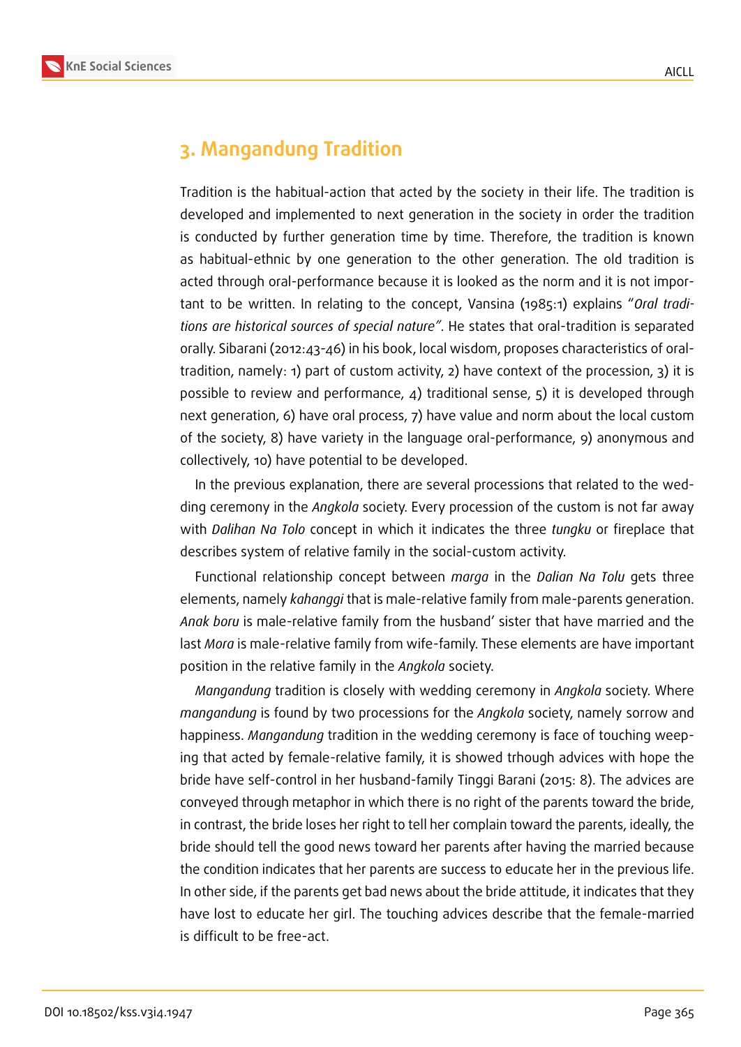## 3. Mangandung Tradition

Tradition is the habitual-action that acted by the society in their life. The tradition is developed and implemented to next generation in the society in order the tradition is conducted by further generation time by time. Therefore, the tradition is known as habitual-ethnic by one generation to the other generation. The old tradition is acted through oral-performance because it is looked as the norm and it is not important to be written. In relating to the concept, Vansina (1985:1) explains "*Oral traditions are historical sources of special nature"*. He states that oral-tradition is separated orally. Sibarani (2012:43-46) in his book, local wisdom, proposes characteristics of oral-tradition, namely: 1) part of custom activity, 2) have context of the procession, 3) it is possible to review and performance, 4) traditional sense, 5) it is developed through next generation, 6) have oral process, 7) have value and norm about the local custom of the society, 8) have variety in the language oral-performance, 9) anonymous and collectively, 10) have potential to be developed.

In the previous explanation, there are several processions that related to the wedding ceremony in the *Angkola* society. Every procession of the custom is not far away with *Dalihan Na Tolo* concept in which it indicates the three *tungku* or fireplace that describes system of relative family in the social-custom activity.

Functional relationship concept between *marga* in the *Dalian Na Tolu* gets three elements, namely *kahanggi* that is male-relative family from male-parents generation. *Anak boru* is male-relative family from the husband' sister that have married and the last *Mora* is male-relative family from wife-family. These elements are have important position in the relative family in the *Angkola* society.

*Mangandung* tradition is closely with wedding ceremony in *Angkola* society. Where *mangandung* is found by two processions for the *Angkola* society, namely sorrow and happiness. *Mangandung* tradition in the wedding ceremony is face of touching weeping that acted by female-relative family, it is showed trhough advices with hope the bride have self-control in her husband-family Tinggi Barani (2015: 8). The advices are conveyed through metaphor in which there is no right of the parents toward the bride, in contrast, the bride loses her right to tell her complain toward the parents, ideally, the bride should tell the good news toward her parents after having the married because the condition indicates that her parents are success to educate her in the previous life. In other side, if the parents get bad news about the bride attitude, it indicates that they have lost to educate her girl. The touching advices describe that the female-married is difficult to be free-act.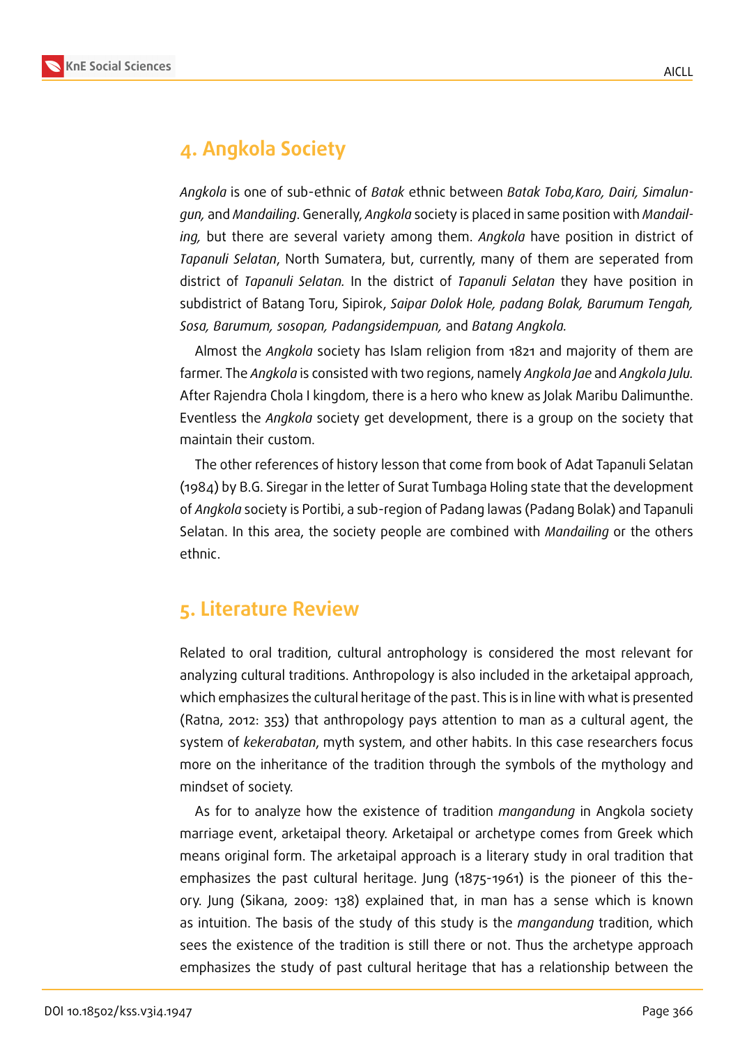## 4. Angkola Society

*Angkola* is one of sub-ethnic of *Batak* ethnic between *Batak Toba,Karo, Dairi, Simalungun,* and *Mandailing*. Generally, *Angkola* society is placed in same position with *Mandailing,* but there are several variety among them. *Angkola* have position in district of *Tapanuli Selatan*, North Sumatera, but, currently, many of them are seperated from district of *Tapanuli Selatan.* In the district of *Tapanuli Selatan* they have position in subdistrict of Batang Toru, Sipirok, *Saipar Dolok Hole, padang Bolak, Barumum Tengah, Sosa, Barumum, sosopan, Padangsidempuan,* and *Batang Angkola.*

Almost the *Angkola* society has Islam religion from 1821 and majority of them are farmer. The *Angkola* is consisted with two regions, namely *Angkola Jae* and *Angkola Julu.* After Rajendra Chola I kingdom, there is a hero who knew as Jolak Maribu Dalimunthe. Eventless the *Angkola* society get development, there is a group on the society that maintain their custom.

The other references of history lesson that come from book of Adat Tapanuli Selatan (1984) by B.G. Siregar in the letter of Surat Tumbaga Holing state that the development of *Angkola* society is Portibi, a sub-region of Padang lawas (Padang Bolak) and Tapanuli Selatan. In this area, the society people are combined with *Mandailing* or the others ethnic.

## 5. Literature Review

Related to oral tradition, cultural antrophology is considered the most relevant for analyzing cultural traditions. Anthropology is also included in the arketaipal approach, which emphasizes the cultural heritage of the past. This is in line with what is presented (Ratna, 2012: 353) that anthropology pays attention to man as a cultural agent, the system of *kekerabatan*, myth system, and other habits. In this case researchers focus more on the inheritance of the tradition through the symbols of the mythology and mindset of society.

As for to analyze how the existence of tradition *mangandung* in Angkola society marriage event, arketaipal theory. Arketaipal or archetype comes from Greek which means original form. The arketaipal approach is a literary study in oral tradition that emphasizes the past cultural heritage. Jung (1875-1961) is the pioneer of this theory. Jung (Sikana, 2009: 138) explained that, in man has a sense which is known as intuition. The basis of the study of this study is the *mangandung* tradition, which sees the existence of the tradition is still there or not. Thus the archetype approach emphasizes the study of past cultural heritage that has a relationship between the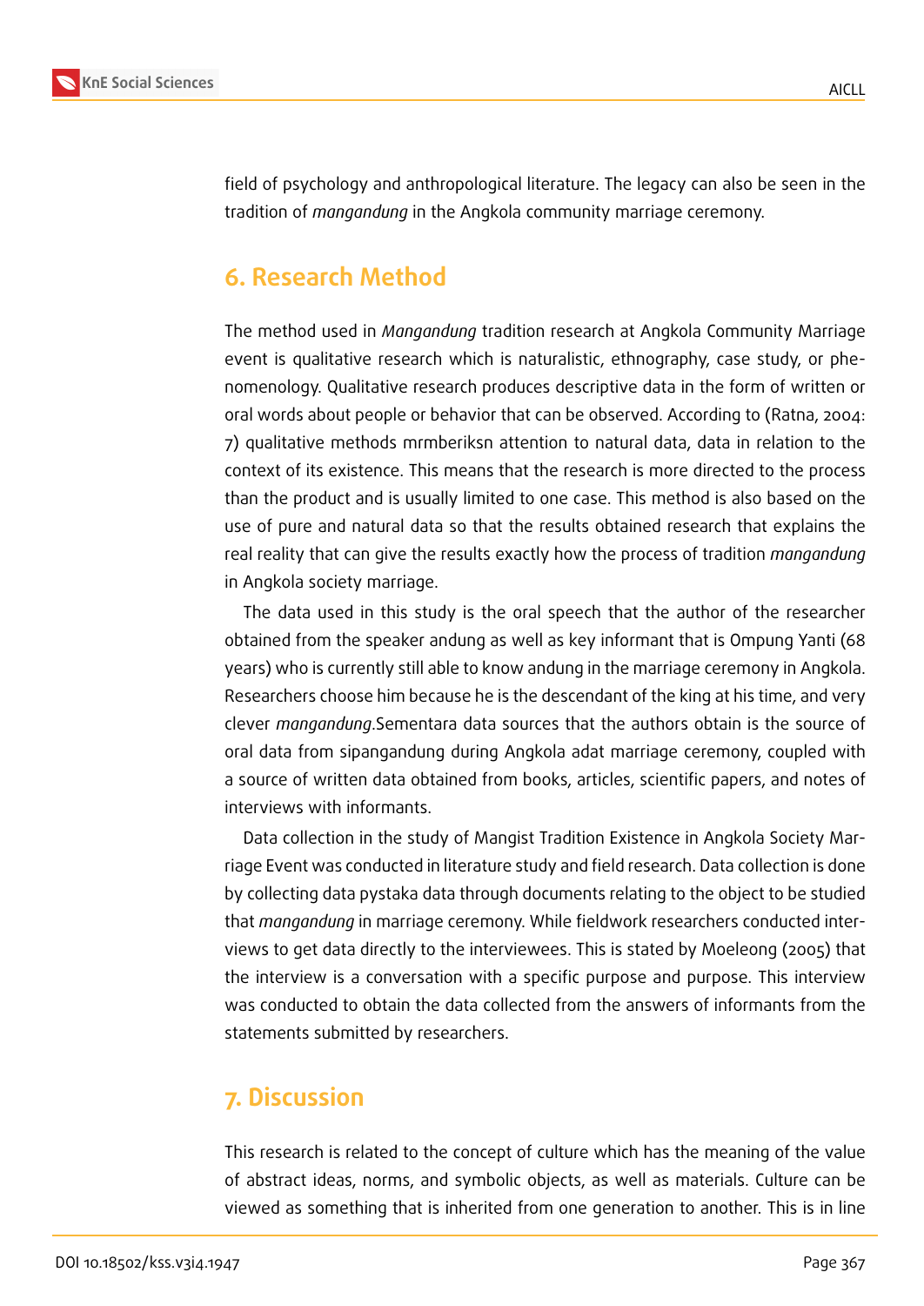field of psychology and anthropological literature. The legacy can also be seen in the tradition of *mangandung* in the Angkola community marriage ceremony.

## 6. Research Method

The method used in *Mangandung* tradition research at Angkola Community Marriage event is qualitative research which is naturalistic, ethnography, case study, or phenomenology. Qualitative research produces descriptive data in the form of written or oral words about people or behavior that can be observed. According to (Ratna, 2004: 7) qualitative methods mrmberiksn attention to natural data, data in relation to the context of its existence. This means that the research is more directed to the process than the product and is usually limited to one case. This method is also based on the use of pure and natural data so that the results obtained research that explains the real reality that can give the results exactly how the process of tradition *mangandung* in Angkola society marriage.

The data used in this study is the oral speech that the author of the researcher obtained from the speaker andung as well as key informant that is Ompung Yanti (68 years) who is currently still able to know andung in the marriage ceremony in Angkola. Researchers choose him because he is the descendant of the king at his time, and very clever *mangandung*.Sementara data sources that the authors obtain is the source of oral data from sipangandung during Angkola adat marriage ceremony, coupled with a source of written data obtained from books, articles, scientific papers, and notes of interviews with informants.

Data collection in the study of Mangist Tradition Existence in Angkola Society Marriage Event was conducted in literature study and field research. Data collection is done by collecting data pystaka data through documents relating to the object to be studied that *mangandung* in marriage ceremony. While fieldwork researchers conducted interviews to get data directly to the interviewees. This is stated by Moeleong (2005) that the interview is a conversation with a specific purpose and purpose. This interview was conducted to obtain the data collected from the answers of informants from the statements submitted by researchers.

## 7. Discussion

This research is related to the concept of culture which has the meaning of the value of abstract ideas, norms, and symbolic objects, as well as materials. Culture can be viewed as something that is inherited from one generation to another. This is in line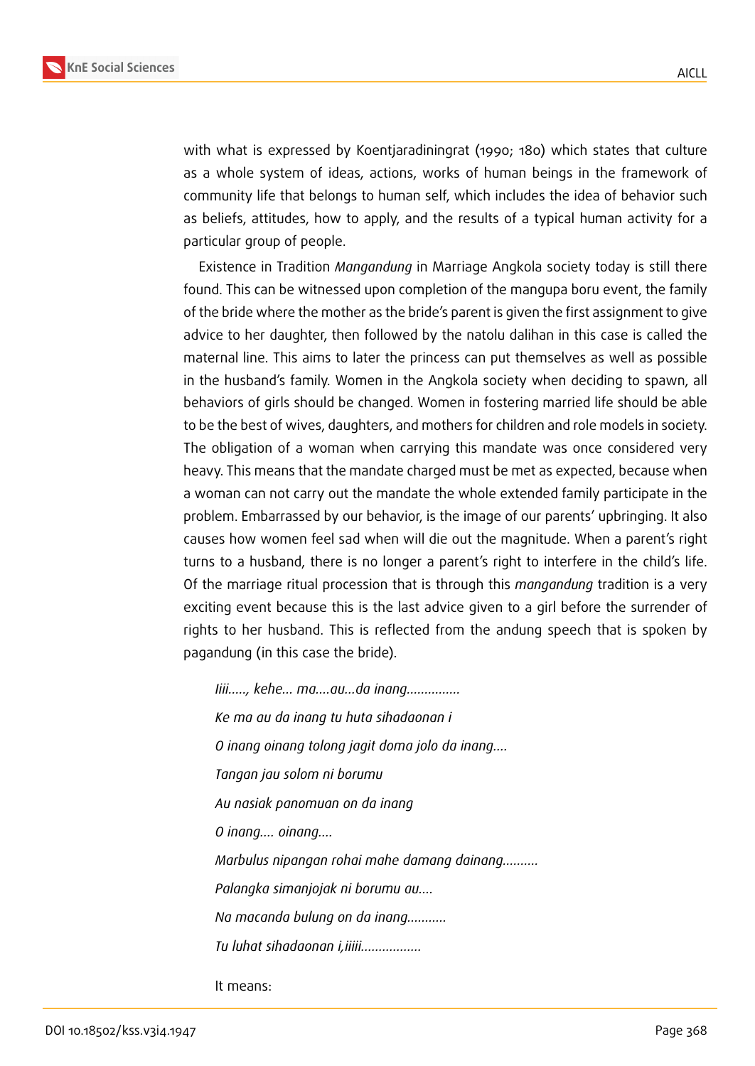with what is expressed by Koentjaradiningrat (1990; 180) which states that culture as a whole system of ideas, actions, works of human beings in the framework of community life that belongs to human self, which includes the idea of behavior such as beliefs, attitudes, how to apply, and the results of a typical human activity for a particular group of people.

Existence in Tradition *Mangandung* in Marriage Angkola society today is still there found. This can be witnessed upon completion of the mangupa boru event, the family of the bride where the mother as the bride's parent is given the first assignment to give advice to her daughter, then followed by the natolu dalihan in this case is called the maternal line. This aims to later the princess can put themselves as well as possible in the husband's family. Women in the Angkola society when deciding to spawn, all behaviors of girls should be changed. Women in fostering married life should be able to be the best of wives, daughters, and mothers for children and role models in society. The obligation of a woman when carrying this mandate was once considered very heavy. This means that the mandate charged must be met as expected, because when a woman can not carry out the mandate the whole extended family participate in the problem. Embarrassed by our behavior, is the image of our parents' upbringing. It also causes how women feel sad when will die out the magnitude. When a parent's right turns to a husband, there is no longer a parent's right to interfere in the child's life. Of the marriage ritual procession that is through this *mangandung* tradition is a very exciting event because this is the last advice given to a girl before the surrender of rights to her husband. This is reflected from the andung speech that is spoken by pagandung (in this case the bride).

*Iiii....., kehe... ma....au...da inang...............*

*Ke ma au da inang tu huta sihadaonan i*

*O inang oinang tolong jagit doma jolo da inang....*

*Tangan jau solom ni borumu*

*Au nasiak panomuan on da inang*

*O inang.... oinang....*

*Marbulus nipangan rohai mahe damang dainang..........*

*Palangka simanjojak ni borumu au....*

*Na macanda bulung on da inang...........*

*Tu luhat sihadaonan i,iiiii.................*

It means: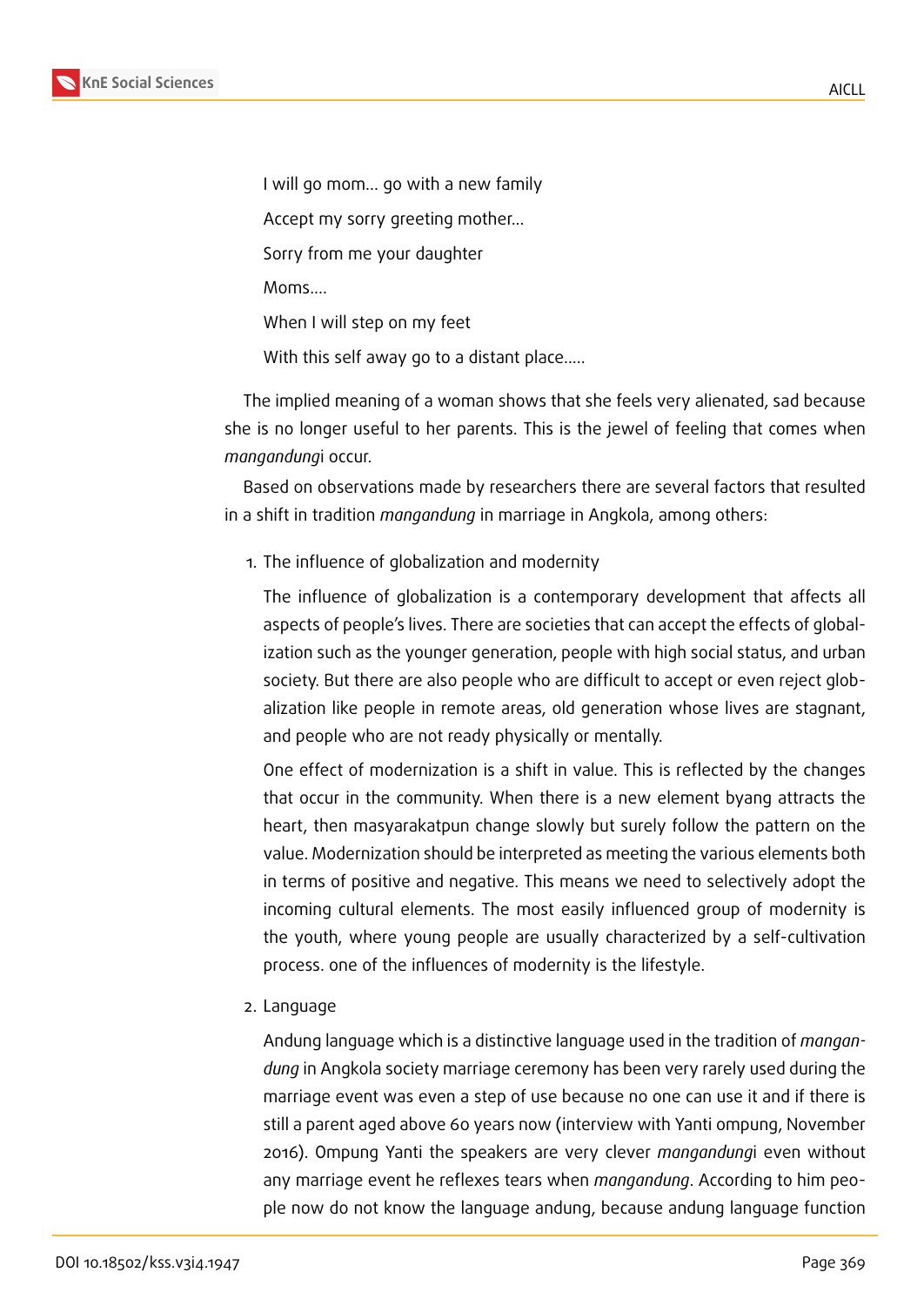I will go mom... go with a new family

Accept my sorry greeting mother...

Sorry from me your daughter

Moms....

When I will step on my feet

With this self away go to a distant place.....

The implied meaning of a woman shows that she feels very alienated, sad because she is no longer useful to her parents. This is the jewel of feeling that comes when *mangandung*i occur.

Based on observations made by researchers there are several factors that resulted in a shift in tradition *mangandung* in marriage in Angkola, among others:

1. The influence of globalization and modernity

   The influence of globalization is a contemporary development that affects all aspects of people's lives. There are societies that can accept the effects of globalization such as the younger generation, people with high social status, and urban society. But there are also people who are difficult to accept or even reject globalization like people in remote areas, old generation whose lives are stagnant, and people who are not ready physically or mentally.

   One effect of modernization is a shift in value. This is reflected by the changes that occur in the community. When there is a new element byang attracts the heart, then masyarakatpun change slowly but surely follow the pattern on the value. Modernization should be interpreted as meeting the various elements both in terms of positive and negative. This means we need to selectively adopt the incoming cultural elements. The most easily influenced group of modernity is the youth, where young people are usually characterized by a self-cultivation process. one of the influences of modernity is the lifestyle.

2. Language

   Andung language which is a distinctive language used in the tradition of *mangandung* in Angkola society marriage ceremony has been very rarely used during the marriage event was even a step of use because no one can use it and if there is still a parent aged above 60 years now (interview with Yanti ompung, November 2016). Ompung Yanti the speakers are very clever *mangandung*i even without any marriage event he reflexes tears when *mangandung*. According to him people now do not know the language andung, because andung language function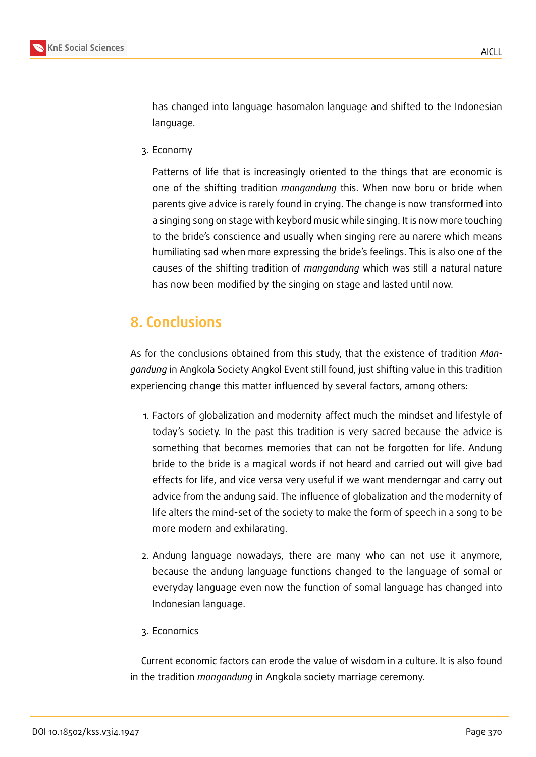has changed into language hasomalon language and shifted to the Indonesian language.

3. Economy

   Patterns of life that is increasingly oriented to the things that are economic is one of the shifting tradition *mangandung* this. When now boru or bride when parents give advice is rarely found in crying. The change is now transformed into a singing song on stage with keybord music while singing. It is now more touching to the bride's conscience and usually when singing rere au narere which means humiliating sad when more expressing the bride's feelings. This is also one of the causes of the shifting tradition of *mangandung* which was still a natural nature has now been modified by the singing on stage and lasted until now.

## 8. Conclusions

As for the conclusions obtained from this study, that the existence of tradition *Mangandung* in Angkola Society Angkol Event still found, just shifting value in this tradition experiencing change this matter influenced by several factors, among others:

1. Factors of globalization and modernity affect much the mindset and lifestyle of today's society. In the past this tradition is very sacred because the advice is something that becomes memories that can not be forgotten for life. Andung bride to the bride is a magical words if not heard and carried out will give bad effects for life, and vice versa very useful if we want menderngar and carry out advice from the andung said. The influence of globalization and the modernity of life alters the mind-set of the society to make the form of speech in a song to be more modern and exhilarating.

2. Andung language nowadays, there are many who can not use it anymore, because the andung language functions changed to the language of somal or everyday language even now the function of somal language has changed into Indonesian language.

3. Economics

Current economic factors can erode the value of wisdom in a culture. It is also found in the tradition *mangandung* in Angkola society marriage ceremony.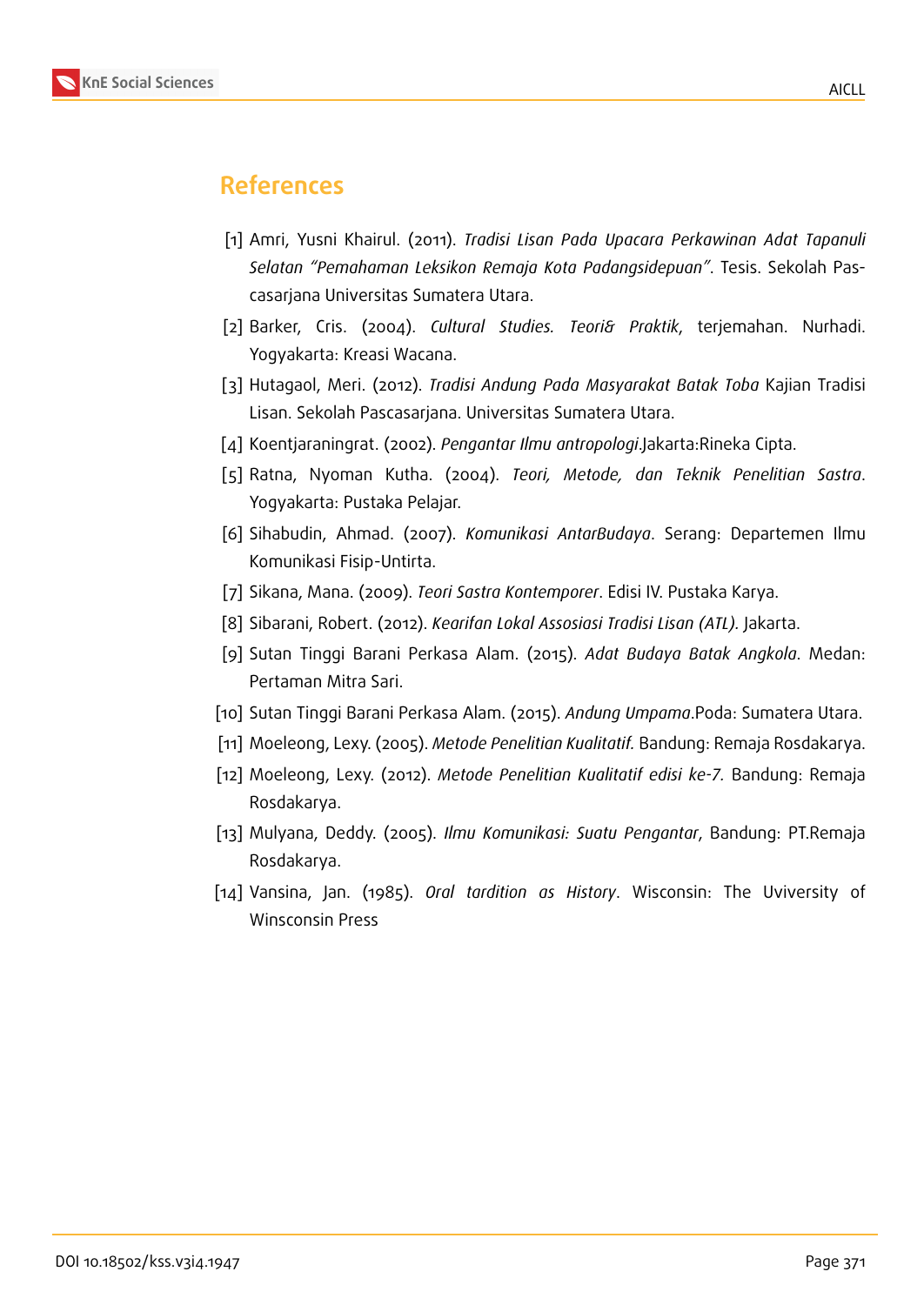## References

[1] Amri, Yusni Khairul. (2011). *Tradisi Lisan Pada Upacara Perkawinan Adat Tapanuli Selatan "Pemahaman Leksikon Remaja Kota Padangsidepuan"*. Tesis. Sekolah Pascasarjana Universitas Sumatera Utara.

[2] Barker, Cris. (2004). *Cultural Studies. Teori& Praktik*, terjemahan. Nurhadi. Yogyakarta: Kreasi Wacana.

[3] Hutagaol, Meri. (2012). *Tradisi Andung Pada Masyarakat Batak Toba* Kajian Tradisi Lisan. Sekolah Pascasarjana. Universitas Sumatera Utara.

[4] Koentjaraningrat. (2002). *Pengantar Ilmu antropologi*.Jakarta:Rineka Cipta.

[5] Ratna, Nyoman Kutha. (2004). *Teori, Metode, dan Teknik Penelitian Sastra*. Yogyakarta: Pustaka Pelajar.

[6] Sihabudin, Ahmad. (2007). *Komunikasi AntarBudaya*. Serang: Departemen Ilmu Komunikasi Fisip-Untirta.

[7] Sikana, Mana. (2009). *Teori Sastra Kontemporer*. Edisi IV. Pustaka Karya.

[8] Sibarani, Robert. (2012). *Kearifan Lokal Assosiasi Tradisi Lisan (ATL).* Jakarta.

[9] Sutan Tinggi Barani Perkasa Alam. (2015). *Adat Budaya Batak Angkola*. Medan: Pertaman Mitra Sari.

[10] Sutan Tinggi Barani Perkasa Alam. (2015). *Andung Umpama*.Poda: Sumatera Utara.

[11] Moeleong, Lexy. (2005). *Metode Penelitian Kualitatif.* Bandung: Remaja Rosdakarya.

[12] Moeleong, Lexy. (2012). *Metode Penelitian Kualitatif edisi ke-7.* Bandung: Remaja Rosdakarya.

[13] Mulyana, Deddy. (2005). *Ilmu Komunikasi: Suatu Pengantar*, Bandung: PT.Remaja Rosdakarya.

[14] Vansina, Jan. (1985). *Oral tardition as History*. Wisconsin: The Uviversity of Winsconsin Press